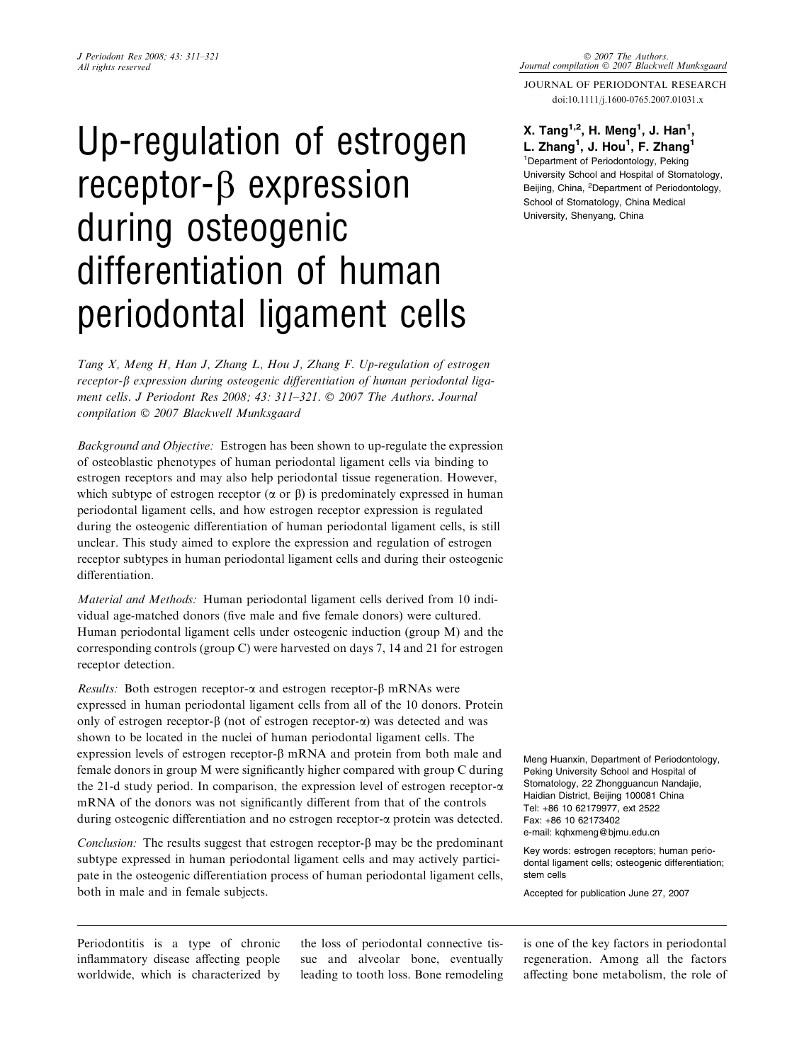# Up-regulation of estrogen receptor-β expression during osteogenic differentiation of human periodontal ligament cells

**X. Tang[1,2], H. Meng[1], J. Han[1], L. Zhang[1], J. Hou[1], F. Zhang[1]**

[1]Department of Periodontology, Peking University School and Hospital of Stomatology, Beijing, China, [2]Department of Periodontology, School of Stomatology, China Medical University, Shenyang, China

*Tang X, Meng H, Han J, Zhang L, Hou J, Zhang F. Up-regulation of estrogen receptor-β expression during osteogenic differentiation of human periodontal ligament cells. J Periodont Res 2008; 43: 311–321. © 2007 The Authors. Journal compilation © 2007 Blackwell Munksgaard*

*Background and Objective:* Estrogen has been shown to up-regulate the expression of osteoblastic phenotypes of human periodontal ligament cells via binding to estrogen receptors and may also help periodontal tissue regeneration. However, which subtype of estrogen receptor (α or β) is predominately expressed in human periodontal ligament cells, and how estrogen receptor expression is regulated during the osteogenic differentiation of human periodontal ligament cells, is still unclear. This study aimed to explore the expression and regulation of estrogen receptor subtypes in human periodontal ligament cells and during their osteogenic differentiation.

*Material and Methods:* Human periodontal ligament cells derived from 10 individual age-matched donors (five male and five female donors) were cultured. Human periodontal ligament cells under osteogenic induction (group M) and the corresponding controls (group C) were harvested on days 7, 14 and 21 for estrogen receptor detection.

*Results:* Both estrogen receptor-α and estrogen receptor-β mRNAs were expressed in human periodontal ligament cells from all of the 10 donors. Protein only of estrogen receptor-β (not of estrogen receptor-α) was detected and was shown to be located in the nuclei of human periodontal ligament cells. The expression levels of estrogen receptor-β mRNA and protein from both male and female donors in group M were significantly higher compared with group C during the 21-d study period. In comparison, the expression level of estrogen receptor-α mRNA of the donors was not significantly different from that of the controls during osteogenic differentiation and no estrogen receptor-α protein was detected.

*Conclusion:* The results suggest that estrogen receptor-β may be the predominant subtype expressed in human periodontal ligament cells and may actively participate in the osteogenic differentiation process of human periodontal ligament cells, both in male and in female subjects.

Meng Huanxin, Department of Periodontology, Peking University School and Hospital of Stomatology, 22 Zhongguancun Nandajie, Haidian District, Beijing 100081 China
Tel: +86 10 62179977, ext 2522
Fax: +86 10 62173402
e-mail: kqhxmeng@bjmu.edu.cn

Key words: estrogen receptors; human periodontal ligament cells; osteogenic differentiation; stem cells

Accepted for publication June 27, 2007

Periodontitis is a type of chronic inflammatory disease affecting people worldwide, which is characterized by the loss of periodontal connective tissue and alveolar bone, eventually leading to tooth loss. Bone remodeling is one of the key factors in periodontal regeneration. Among all the factors affecting bone metabolism, the role of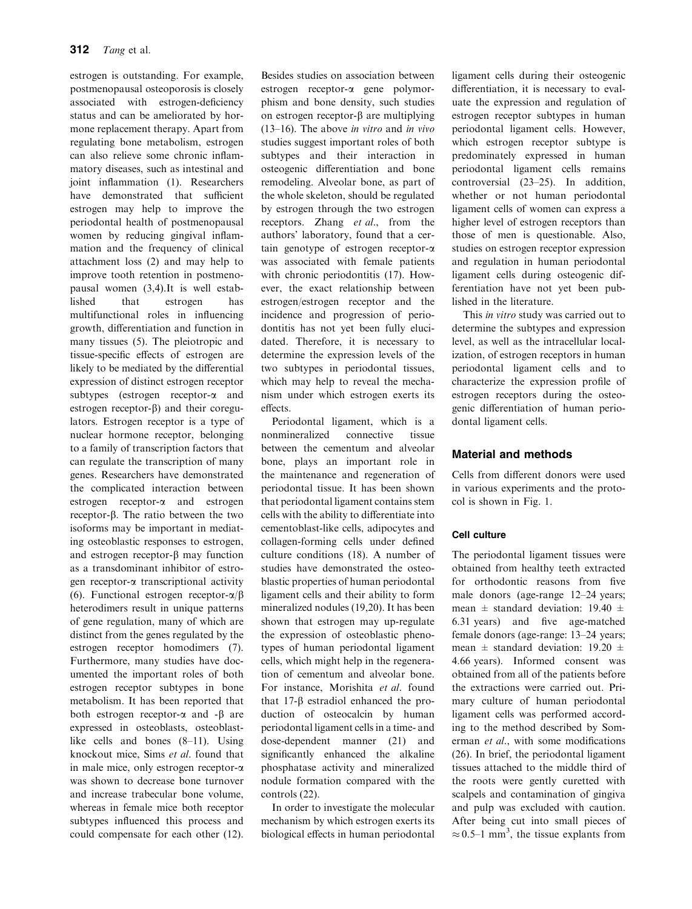estrogen is outstanding. For example, postmenopausal osteoporosis is closely associated with estrogen-deficiency status and can be ameliorated by hormone replacement therapy. Apart from regulating bone metabolism, estrogen can also relieve some chronic inflammatory diseases, such as intestinal and joint inflammation (1). Researchers have demonstrated that sufficient estrogen may help to improve the periodontal health of postmenopausal women by reducing gingival inflammation and the frequency of clinical attachment loss (2) and may help to improve tooth retention in postmenopausal women (3,4).It is well established that estrogen has multifunctional roles in influencing growth, differentiation and function in many tissues (5). The pleiotropic and tissue-specific effects of estrogen are likely to be mediated by the differential expression of distinct estrogen receptor subtypes (estrogen receptor-α and estrogen receptor-β) and their coregulators. Estrogen receptor is a type of nuclear hormone receptor, belonging to a family of transcription factors that can regulate the transcription of many genes. Researchers have demonstrated the complicated interaction between estrogen receptor-α and estrogen receptor-β. The ratio between the two isoforms may be important in mediating osteoblastic responses to estrogen, and estrogen receptor-β may function as a transdominant inhibitor of estrogen receptor-α transcriptional activity (6). Functional estrogen receptor-α/β heterodimers result in unique patterns of gene regulation, many of which are distinct from the genes regulated by the estrogen receptor homodimers (7). Furthermore, many studies have documented the important roles of both estrogen receptor subtypes in bone metabolism. It has been reported that both estrogen receptor-α and -β are expressed in osteoblasts, osteoblast-like cells and bones (8–11). Using knockout mice, Sims *et al*. found that in male mice, only estrogen receptor-α was shown to decrease bone turnover and increase trabecular bone volume, whereas in female mice both receptor subtypes influenced this process and could compensate for each other (12). Besides studies on association between estrogen receptor-α gene polymorphism and bone density, such studies on estrogen receptor-β are multiplying (13–16). The above *in vitro* and *in vivo* studies suggest important roles of both subtypes and their interaction in osteogenic differentiation and bone remodeling. Alveolar bone, as part of the whole skeleton, should be regulated by estrogen through the two estrogen receptors. Zhang *et al*., from the authors' laboratory, found that a certain genotype of estrogen receptor-α was associated with female patients with chronic periodontitis (17). However, the exact relationship between estrogen/estrogen receptor and the incidence and progression of periodontitis has not yet been fully elucidated. Therefore, it is necessary to determine the expression levels of the two subtypes in periodontal tissues, which may help to reveal the mechanism under which estrogen exerts its effects.

Periodontal ligament, which is a nonmineralized connective tissue between the cementum and alveolar bone, plays an important role in the maintenance and regeneration of periodontal tissue. It has been shown that periodontal ligament contains stem cells with the ability to differentiate into cementoblast-like cells, adipocytes and collagen-forming cells under defined culture conditions (18). A number of studies have demonstrated the osteoblastic properties of human periodontal ligament cells and their ability to form mineralized nodules (19,20). It has been shown that estrogen may up-regulate the expression of osteoblastic phenotypes of human periodontal ligament cells, which might help in the regeneration of cementum and alveolar bone. For instance, Morishita *et al*. found that 17-β estradiol enhanced the production of osteocalcin by human periodontal ligament cells in a time- and dose-dependent manner (21) and significantly enhanced the alkaline phosphatase activity and mineralized nodule formation compared with the controls (22).

In order to investigate the molecular mechanism by which estrogen exerts its biological effects in human periodontal ligament cells during their osteogenic differentiation, it is necessary to evaluate the expression and regulation of estrogen receptor subtypes in human periodontal ligament cells. However, which estrogen receptor subtype is predominately expressed in human periodontal ligament cells remains controversial (23–25). In addition, whether or not human periodontal ligament cells of women can express a higher level of estrogen receptors than those of men is questionable. Also, studies on estrogen receptor expression and regulation in human periodontal ligament cells during osteogenic differentiation have not yet been published in the literature.

This *in vitro* study was carried out to determine the subtypes and expression level, as well as the intracellular localization, of estrogen receptors in human periodontal ligament cells and to characterize the expression profile of estrogen receptors during the osteogenic differentiation of human periodontal ligament cells.

## Material and methods

Cells from different donors were used in various experiments and the protocol is shown in Fig. 1.

### Cell culture

The periodontal ligament tissues were obtained from healthy teeth extracted for orthodontic reasons from five male donors (age-range 12–24 years; mean ± standard deviation: 19.40 ± 6.31 years) and five age-matched female donors (age-range: 13–24 years; mean ± standard deviation: 19.20 ± 4.66 years). Informed consent was obtained from all of the patients before the extractions were carried out. Primary culture of human periodontal ligament cells was performed according to the method described by Somerman *et al*., with some modifications (26). In brief, the periodontal ligament tissues attached to the middle third of the roots were gently curetted with scalpels and contamination of gingiva and pulp was excluded with caution. After being cut into small pieces of $\approx 0.5$–$1\ mm^3$, the tissue explants from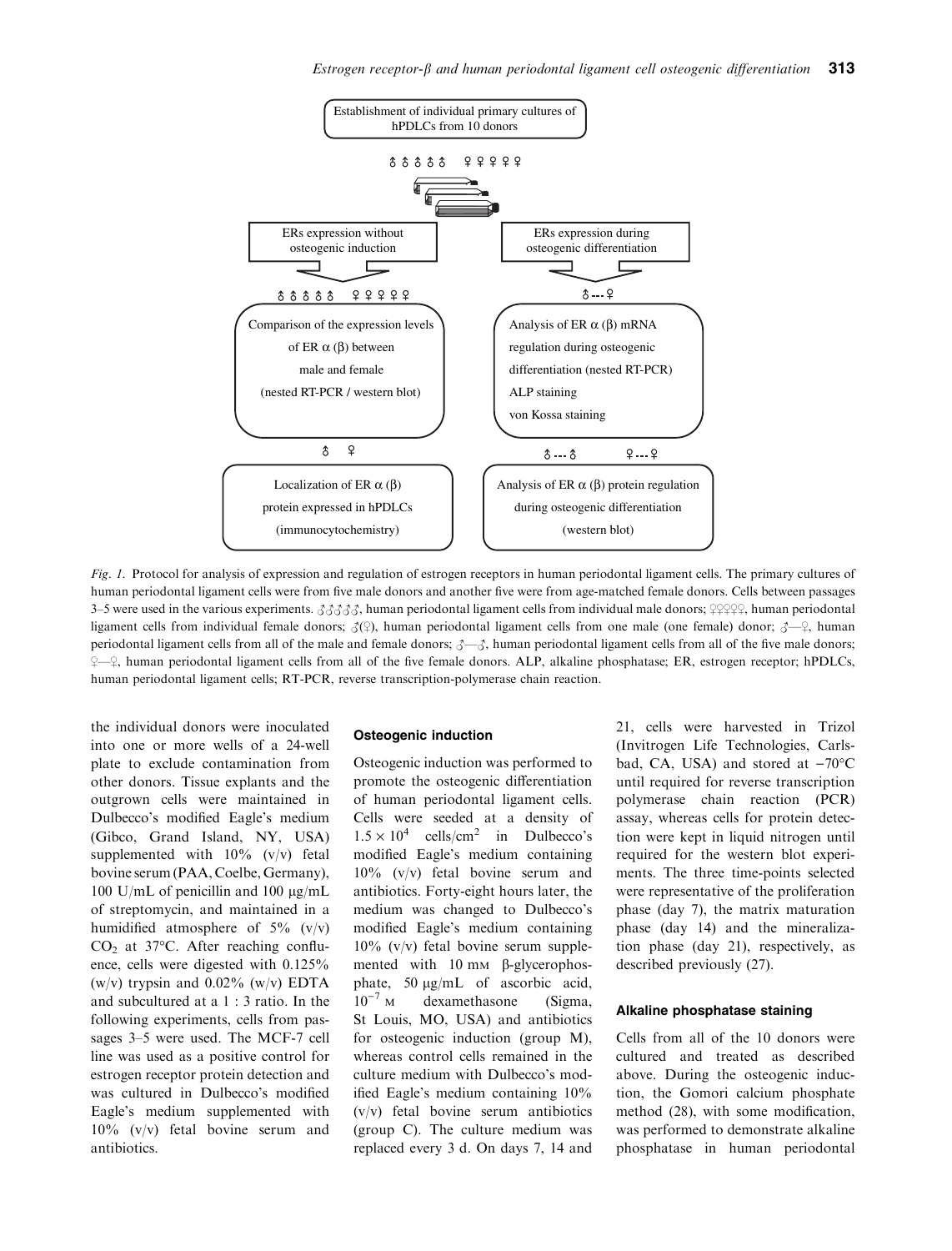Establishment of individual primary cultures of hPDLCs from 10 donors

♂♂♂♂♂ ♀♀♀♀♀

ERs expression without osteogenic induction

ERs expression during osteogenic differentiation

♂♂♂♂♂ ♀♀♀♀♀

Comparison of the expression levels of ER α (β) between male and female (nested RT-PCR / western blot)

♂---♀

Analysis of ER α (β) mRNA regulation during osteogenic differentiation (nested RT-PCR)
ALP staining
von Kossa staining

♂ ♀

Localization of ER α (β) protein expressed in hPDLCs (immunocytochemistry)

♂---♂ ♀---♀

Analysis of ER α (β) protein regulation during osteogenic differentiation (western blot)

*Fig. 1.* Protocol for analysis of expression and regulation of estrogen receptors in human periodontal ligament cells. The primary cultures of human periodontal ligament cells were from five male donors and another five were from age-matched female donors. Cells between passages 3–5 were used in the various experiments. ♂♂♂♂♂, human periodontal ligament cells from individual male donors; ♀♀♀♀♀, human periodontal ligament cells from individual female donors; ♂(♀), human periodontal ligament cells from one male (one female) donor; ♂—♀, human periodontal ligament cells from all of the male and female donors; ♂—♂, human periodontal ligament cells from all of the five male donors; ♀—♀, human periodontal ligament cells from all of the five female donors. ALP, alkaline phosphatase; ER, estrogen receptor; hPDLCs, human periodontal ligament cells; RT-PCR, reverse transcription-polymerase chain reaction.

the individual donors were inoculated into one or more wells of a 24-well plate to exclude contamination from other donors. Tissue explants and the outgrown cells were maintained in Dulbecco's modified Eagle's medium (Gibco, Grand Island, NY, USA) supplemented with 10% (v/v) fetal bovine serum (PAA, Coelbe, Germany), 100 U/mL of penicillin and 100 μg/mL of streptomycin, and maintained in a humidified atmosphere of 5% (v/v) $CO_2$ at 37°C. After reaching confluence, cells were digested with 0.125% (w/v) trypsin and 0.02% (w/v) EDTA and subcultured at a 1 : 3 ratio. In the following experiments, cells from passages 3–5 were used. The MCF-7 cell line was used as a positive control for estrogen receptor protein detection and was cultured in Dulbecco's modified Eagle's medium supplemented with 10% (v/v) fetal bovine serum and antibiotics.

### Osteogenic induction

Osteogenic induction was performed to promote the osteogenic differentiation of human periodontal ligament cells. Cells were seeded at a density of $1.5 \times 10^4$ cells/cm$^2$ in Dulbecco's modified Eagle's medium containing 10% (v/v) fetal bovine serum and antibiotics. Forty-eight hours later, the medium was changed to Dulbecco's modified Eagle's medium containing 10% (v/v) fetal bovine serum supplemented with 10 mM β-glycerophosphate, 50 μg/mL of ascorbic acid, $10^{-7}$ M dexamethasone (Sigma, St Louis, MO, USA) and antibiotics for osteogenic induction (group M), whereas control cells remained in the culture medium with Dulbecco's modified Eagle's medium containing 10% (v/v) fetal bovine serum antibiotics (group C). The culture medium was replaced every 3 d. On days 7, 14 and 21, cells were harvested in Trizol (Invitrogen Life Technologies, Carlsbad, CA, USA) and stored at −70°C until required for reverse transcription polymerase chain reaction (PCR) assay, whereas cells for protein detection were kept in liquid nitrogen until required for the western blot experiments. The three time-points selected were representative of the proliferation phase (day 7), the matrix maturation phase (day 14) and the mineralization phase (day 21), respectively, as described previously (27).

### Alkaline phosphatase staining

Cells from all of the 10 donors were cultured and treated as described above. During the osteogenic induction, the Gomori calcium phosphate method (28), with some modification, was performed to demonstrate alkaline phosphatase in human periodontal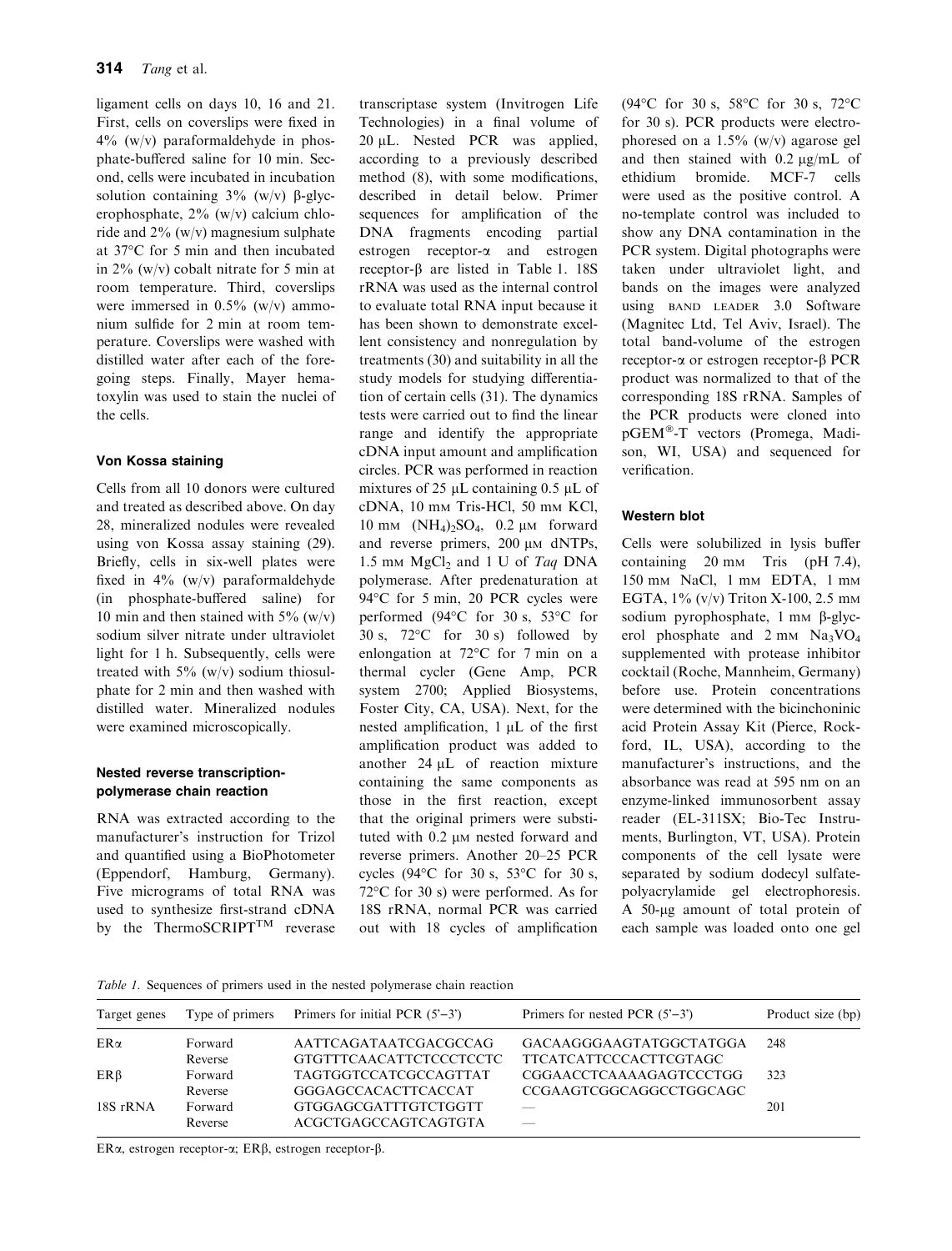ligament cells on days 10, 16 and 21. First, cells on coverslips were fixed in 4% (w/v) paraformaldehyde in phosphate-buffered saline for 10 min. Second, cells were incubated in incubation solution containing 3% (w/v) β-glycerophosphate, 2% (w/v) calcium chloride and 2% (w/v) magnesium sulphate at 37°C for 5 min and then incubated in 2% (w/v) cobalt nitrate for 5 min at room temperature. Third, coverslips were immersed in 0.5% (w/v) ammonium sulfide for 2 min at room temperature. Coverslips were washed with distilled water after each of the foregoing steps. Finally, Mayer hematoxylin was used to stain the nuclei of the cells.

### Von Kossa staining

Cells from all 10 donors were cultured and treated as described above. On day 28, mineralized nodules were revealed using von Kossa assay staining (29). Briefly, cells in six-well plates were fixed in 4% (w/v) paraformaldehyde (in phosphate-buffered saline) for 10 min and then stained with 5% (w/v) sodium silver nitrate under ultraviolet light for 1 h. Subsequently, cells were treated with 5% (w/v) sodium thiosulphate for 2 min and then washed with distilled water. Mineralized nodules were examined microscopically.

### Nested reverse transcription-polymerase chain reaction

RNA was extracted according to the manufacturer's instruction for Trizol and quantified using a BioPhotometer (Eppendorf, Hamburg, Germany). Five micrograms of total RNA was used to synthesize first-strand cDNA by the ThermoSCRIPT™ reverase transcriptase system (Invitrogen Life Technologies) in a final volume of 20 μL. Nested PCR was applied, according to a previously described method (8), with some modifications, described in detail below. Primer sequences for amplification of the DNA fragments encoding partial estrogen receptor-α and estrogen receptor-β are listed in Table 1. 18S rRNA was used as the internal control to evaluate total RNA input because it has been shown to demonstrate excellent consistency and nonregulation by treatments (30) and suitability in all the study models for studying differentiation of certain cells (31). The dynamics tests were carried out to find the linear range and identify the appropriate cDNA input amount and amplification circles. PCR was performed in reaction mixtures of 25 μL containing 0.5 μL of cDNA, 10 mM Tris-HCl, 50 mM KCl, 10 mM $(NH_4)_2SO_4$, 0.2 μM forward and reverse primers, 200 μM dNTPs, 1.5 mM $MgCl_2$ and 1 U of *Taq* DNA polymerase. After predenaturation at 94°C for 5 min, 20 PCR cycles were performed (94°C for 30 s, 53°C for 30 s, 72°C for 30 s) followed by enlongation at 72°C for 7 min on a thermal cycler (Gene Amp, PCR system 2700; Applied Biosystems, Foster City, CA, USA). Next, for the nested amplification, 1 μL of the first amplification product was added to another 24 μL of reaction mixture containing the same components as those in the first reaction, except that the original primers were substituted with 0.2 μM nested forward and reverse primers. Another 20–25 PCR cycles (94°C for 30 s, 53°C for 30 s, 72°C for 30 s) were performed. As for 18S rRNA, normal PCR was carried out with 18 cycles of amplification (94°C for 30 s, 58°C for 30 s, 72°C for 30 s). PCR products were electrophoresed on a 1.5% (w/v) agarose gel and then stained with 0.2 μg/mL of ethidium bromide. MCF-7 cells were used as the positive control. A no-template control was included to show any DNA contamination in the PCR system. Digital photographs were taken under ultraviolet light, and bands on the images were analyzed using BAND LEADER 3.0 Software (Magnitec Ltd, Tel Aviv, Israel). The total band-volume of the estrogen receptor-α or estrogen receptor-β PCR product was normalized to that of the corresponding 18S rRNA. Samples of the PCR products were cloned into pGEM®-T vectors (Promega, Madison, WI, USA) and sequenced for verification.

### Western blot

Cells were solubilized in lysis buffer containing 20 mM Tris (pH 7.4), 150 mM NaCl, 1 mM EDTA, 1 mM EGTA, 1% (v/v) Triton X-100, 2.5 mM sodium pyrophosphate, 1 mM β-glycerol phosphate and 2 mM $Na_3VO_4$ supplemented with protease inhibitor cocktail (Roche, Mannheim, Germany) before use. Protein concentrations were determined with the bicinchoninic acid Protein Assay Kit (Pierce, Rockford, IL, USA), according to the manufacturer's instructions, and the absorbance was read at 595 nm on an enzyme-linked immunosorbent assay reader (EL-311SX; Bio-Tec Instruments, Burlington, VT, USA). Protein components of the cell lysate were separated by sodium dodecyl sulfate-polyacrylamide gel electrophoresis. A 50-μg amount of total protein of each sample was loaded onto one gel

*Table 1.* Sequences of primers used in the nested polymerase chain reaction

| Target genes | Type of primers | Primers for initial PCR (5'–3') | Primers for nested PCR (5'–3') | Product size (bp) |
|---|---|---|---|---|
| ERα | Forward | AATTCAGATAATCGACGCCAG | GACAAGGGAAGTATGGCTATGGA | 248 |
| | Reverse | GTGTTTCAACATTCTCCCTCCTC | TTCATCATTCCCACTTCGTAGC | |
| ERβ | Forward | TAGTGGTCCATCGCCAGTTAT | CGGAACCTCAAAAGAGTCCCTGG | 323 |
| | Reverse | GGGAGCCACACTTCACCAT | CCGAAGTCGGCAGGCCTGGCAGC | |
| 18S rRNA | Forward | GTGGAGCGATTTGTCTGGTT | — | 201 |
| | Reverse | ACGCTGAGCCAGTCAGTGTA | — | |

ERα, estrogen receptor-α; ERβ, estrogen receptor-β.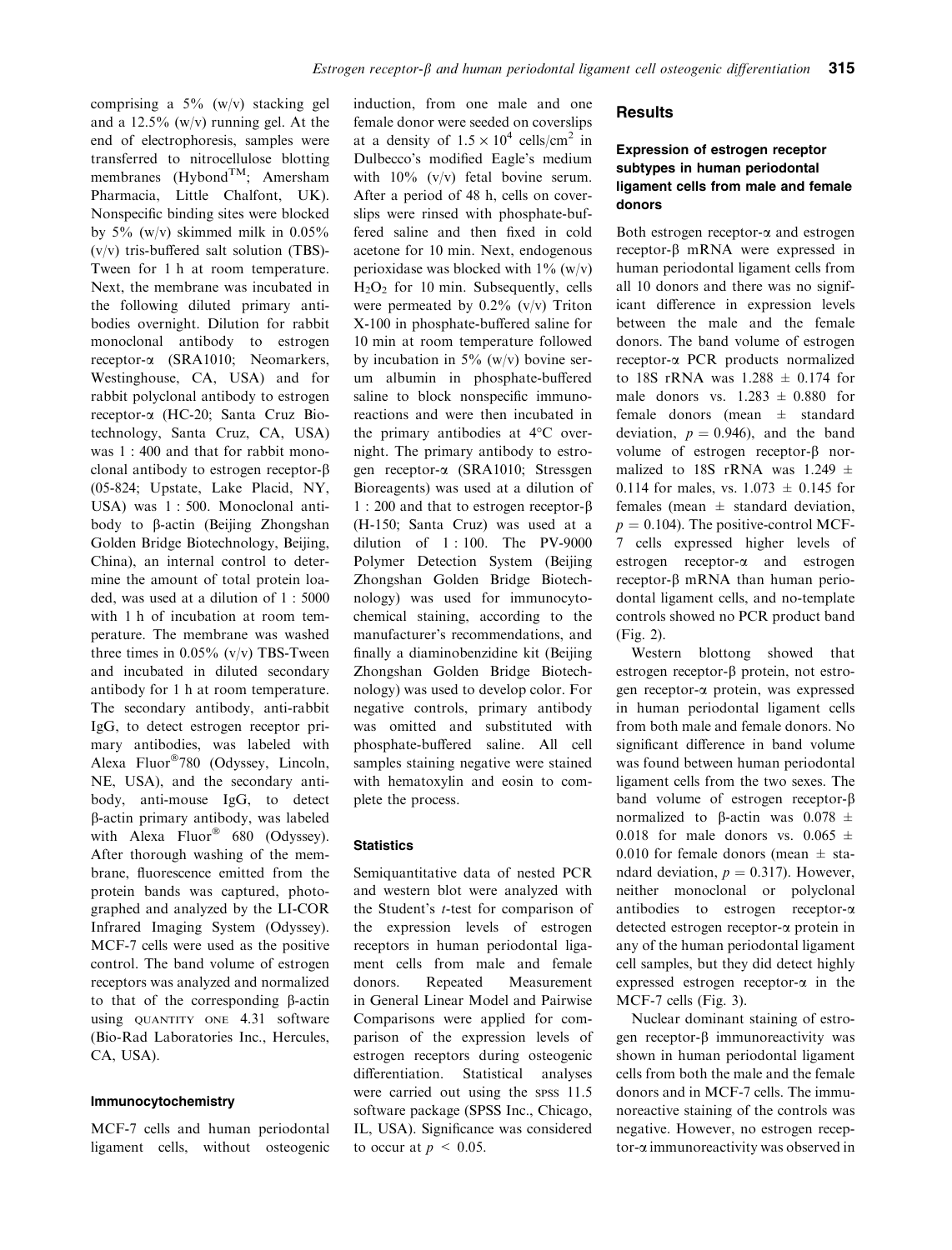comprising a 5% (w/v) stacking gel and a 12.5% (w/v) running gel. At the end of electrophoresis, samples were transferred to nitrocellulose blotting membranes (Hybond™; Amersham Pharmacia, Little Chalfont, UK). Nonspecific binding sites were blocked by 5% (w/v) skimmed milk in 0.05% (v/v) tris-buffered salt solution (TBS)-Tween for 1 h at room temperature. Next, the membrane was incubated in the following diluted primary antibodies overnight. Dilution for rabbit monoclonal antibody to estrogen receptor-α (SRA1010; Neomarkers, Westinghouse, CA, USA) and for rabbit polyclonal antibody to estrogen receptor-α (HC-20; Santa Cruz Biotechnology, Santa Cruz, CA, USA) was 1 : 400 and that for rabbit monoclonal antibody to estrogen receptor-β (05-824; Upstate, Lake Placid, NY, USA) was 1 : 500. Monoclonal antibody to β-actin (Beijing Zhongshan Golden Bridge Biotechnology, Beijing, China), an internal control to determine the amount of total protein loaded, was used at a dilution of 1 : 5000 with 1 h of incubation at room temperature. The membrane was washed three times in 0.05% (v/v) TBS-Tween and incubated in diluted secondary antibody for 1 h at room temperature. The secondary antibody, anti-rabbit IgG, to detect estrogen receptor primary antibodies, was labeled with Alexa Fluor®780 (Odyssey, Lincoln, NE, USA), and the secondary antibody, anti-mouse IgG, to detect β-actin primary antibody, was labeled with Alexa Fluor® 680 (Odyssey). After thorough washing of the membrane, fluorescence emitted from the protein bands was captured, photographed and analyzed by the LI-COR Infrared Imaging System (Odyssey). MCF-7 cells were used as the positive control. The band volume of estrogen receptors was analyzed and normalized to that of the corresponding β-actin using QUANTITY ONE 4.31 software (Bio-Rad Laboratories Inc., Hercules, CA, USA).

### Immunocytochemistry

MCF-7 cells and human periodontal ligament cells, without osteogenic induction, from one male and one female donor were seeded on coverslips at a density of $1.5 \times 10^4$ cells/cm$^2$ in Dulbecco's modified Eagle's medium with 10% (v/v) fetal bovine serum. After a period of 48 h, cells on coverslips were rinsed with phosphate-buffered saline and then fixed in cold acetone for 10 min. Next, endogenous perioxidase was blocked with 1% (w/v) $H_2O_2$ for 10 min. Subsequently, cells were permeated by 0.2% (v/v) Triton X-100 in phosphate-buffered saline for 10 min at room temperature followed by incubation in 5% (w/v) bovine serum albumin in phosphate-buffered saline to block nonspecific immunoreactions and were then incubated in the primary antibodies at 4°C overnight. The primary antibody to estrogen receptor-α (SRA1010; Stressgen Bioreagents) was used at a dilution of 1 : 200 and that to estrogen receptor-β (H-150; Santa Cruz) was used at a dilution of 1 : 100. The PV-9000 Polymer Detection System (Beijing Zhongshan Golden Bridge Biotechnology) was used for immunocytochemical staining, according to the manufacturer's recommendations, and finally a diaminobenzidine kit (Beijing Zhongshan Golden Bridge Biotechnology) was used to develop color. For negative controls, primary antibody was omitted and substituted with phosphate-buffered saline. All cell samples staining negative were stained with hematoxylin and eosin to complete the process.

### Statistics

Semiquantitative data of nested PCR and western blot were analyzed with the Student's *t*-test for comparison of the expression levels of estrogen receptors in human periodontal ligament cells from male and female donors. Repeated Measurement in General Linear Model and Pairwise Comparisons were applied for comparison of the expression levels of estrogen receptors during osteogenic differentiation. Statistical analyses were carried out using the SPSS 11.5 software package (SPSS Inc., Chicago, IL, USA). Significance was considered to occur at $p < 0.05$.

## Results

### Expression of estrogen receptor subtypes in human periodontal ligament cells from male and female donors

Both estrogen receptor-α and estrogen receptor-β mRNA were expressed in human periodontal ligament cells from all 10 donors and there was no significant difference in expression levels between the male and the female donors. The band volume of estrogen receptor-α PCR products normalized to 18S rRNA was 1.288 ± 0.174 for male donors vs. 1.283 ± 0.880 for female donors (mean ± standard deviation, $p = 0.946$), and the band volume of estrogen receptor-β normalized to 18S rRNA was 1.249 ± 0.114 for males, vs. 1.073 ± 0.145 for females (mean ± standard deviation, $p = 0.104$). The positive-control MCF-7 cells expressed higher levels of estrogen receptor-α and estrogen receptor-β mRNA than human periodontal ligament cells, and no-template controls showed no PCR product band (Fig. 2).

Western blottong showed that estrogen receptor-β protein, not estrogen receptor-α protein, was expressed in human periodontal ligament cells from both male and female donors. No significant difference in band volume was found between human periodontal ligament cells from the two sexes. The band volume of estrogen receptor-β normalized to β-actin was 0.078 ± 0.018 for male donors vs. 0.065 ± 0.010 for female donors (mean ± standard deviation, $p = 0.317$). However, neither monoclonal or polyclonal antibodies to estrogen receptor-α detected estrogen receptor-α protein in any of the human periodontal ligament cell samples, but they did detect highly expressed estrogen receptor-α in the MCF-7 cells (Fig. 3).

Nuclear dominant staining of estrogen receptor-β immunoreactivity was shown in human periodontal ligament cells from both the male and the female donors and in MCF-7 cells. The immunoreactive staining of the controls was negative. However, no estrogen receptor-α immunoreactivity was observed in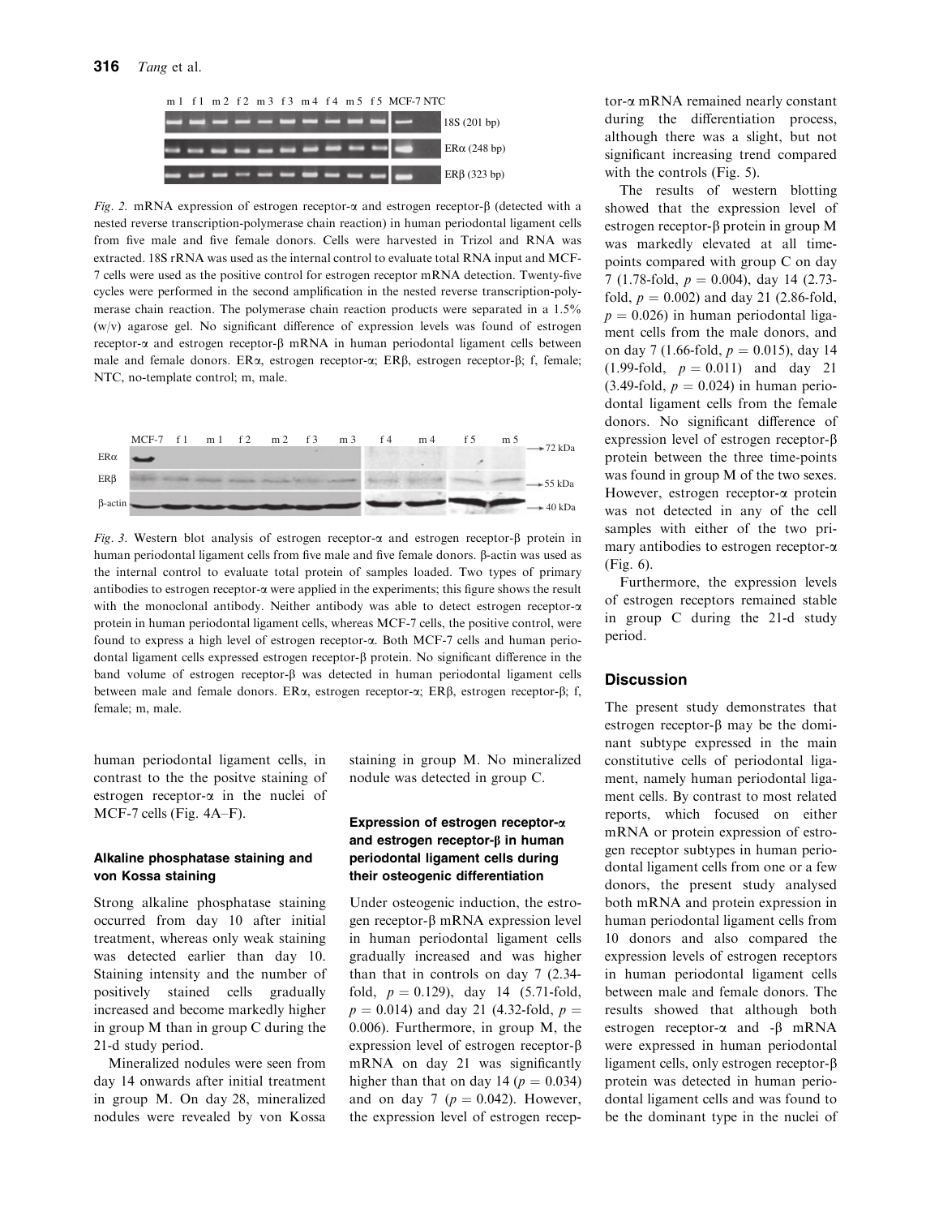*Fig. 2.* mRNA expression of estrogen receptor-α and estrogen receptor-β (detected with a nested reverse transcription-polymerase chain reaction) in human periodontal ligament cells from five male and five female donors. Cells were harvested in Trizol and RNA was extracted. 18S rRNA was used as the internal control to evaluate total RNA input and MCF-7 cells were used as the positive control for estrogen receptor mRNA detection. Twenty-five cycles were performed in the second amplification in the nested reverse transcription-polymerase chain reaction. The polymerase chain reaction products were separated in a 1.5% (w/v) agarose gel. No significant difference of expression levels was found of estrogen receptor-α and estrogen receptor-β mRNA in human periodontal ligament cells between male and female donors. ERα, estrogen receptor-α; ERβ, estrogen receptor-β; f, female; NTC, no-template control; m, male.

*Fig. 3.* Western blot analysis of estrogen receptor-α and estrogen receptor-β protein in human periodontal ligament cells from five male and five female donors. β-actin was used as the internal control to evaluate total protein of samples loaded. Two types of primary antibodies to estrogen receptor-α were applied in the experiments; this figure shows the result with the monoclonal antibody. Neither antibody was able to detect estrogen receptor-α protein in human periodontal ligament cells, whereas MCF-7 cells, the positive control, were found to express a high level of estrogen receptor-α. Both MCF-7 cells and human periodontal ligament cells expressed estrogen receptor-β protein. No significant difference in the band volume of estrogen receptor-β was detected in human periodontal ligament cells between male and female donors. ERα, estrogen receptor-α; ERβ, estrogen receptor-β; f, female; m, male.

human periodontal ligament cells, in contrast to the the positve staining of estrogen receptor-α in the nuclei of MCF-7 cells (Fig. 4A–F).

### Alkaline phosphatase staining and von Kossa staining

Strong alkaline phosphatase staining occurred from day 10 after initial treatment, whereas only weak staining was detected earlier than day 10. Staining intensity and the number of positively stained cells gradually increased and become markedly higher in group M than in group C during the 21-d study period.

Mineralized nodules were seen from day 14 onwards after initial treatment in group M. On day 28, mineralized nodules were revealed by von Kossa staining in group M. No mineralized nodule was detected in group C.

### Expression of estrogen receptor-α and estrogen receptor-β in human periodontal ligament cells during their osteogenic differentiation

Under osteogenic induction, the estrogen receptor-β mRNA expression level in human periodontal ligament cells gradually increased and was higher than that in controls on day 7 (2.34-fold, $p = 0.129$), day 14 (5.71-fold, $p = 0.014$) and day 21 (4.32-fold, $p = 0.006$). Furthermore, in group M, the expression level of estrogen receptor-β mRNA on day 21 was significantly higher than that on day 14 ($p = 0.034$) and on day 7 ($p = 0.042$). However, the expression level of estrogen receptor-α mRNA remained nearly constant during the differentiation process, although there was a slight, but not significant increasing trend compared with the controls (Fig. 5).

The results of western blotting showed that the expression level of estrogen receptor-β protein in group M was markedly elevated at all time-points compared with group C on day 7 (1.78-fold, $p = 0.004$), day 14 (2.73-fold, $p = 0.002$) and day 21 (2.86-fold, $p = 0.026$) in human periodontal ligament cells from the male donors, and on day 7 (1.66-fold, $p = 0.015$), day 14 (1.99-fold, $p = 0.011$) and day 21 (3.49-fold, $p = 0.024$) in human periodontal ligament cells from the female donors. No significant difference of expression level of estrogen receptor-β protein between the three time-points was found in group M of the two sexes. However, estrogen receptor-α protein was not detected in any of the cell samples with either of the two primary antibodies to estrogen receptor-α (Fig. 6).

Furthermore, the expression levels of estrogen receptors remained stable in group C during the 21-d study period.

## Discussion

The present study demonstrates that estrogen receptor-β may be the dominant subtype expressed in the main constitutive cells of periodontal ligament, namely human periodontal ligament cells. By contrast to most related reports, which focused on either mRNA or protein expression of estrogen receptor subtypes in human periodontal ligament cells from one or a few donors, the present study analysed both mRNA and protein expression in human periodontal ligament cells from 10 donors and also compared the expression levels of estrogen receptors in human periodontal ligament cells between male and female donors. The results showed that although both estrogen receptor-α and -β mRNA were expressed in human periodontal ligament cells, only estrogen receptor-β protein was detected in human periodontal ligament cells and was found to be the dominant type in the nuclei of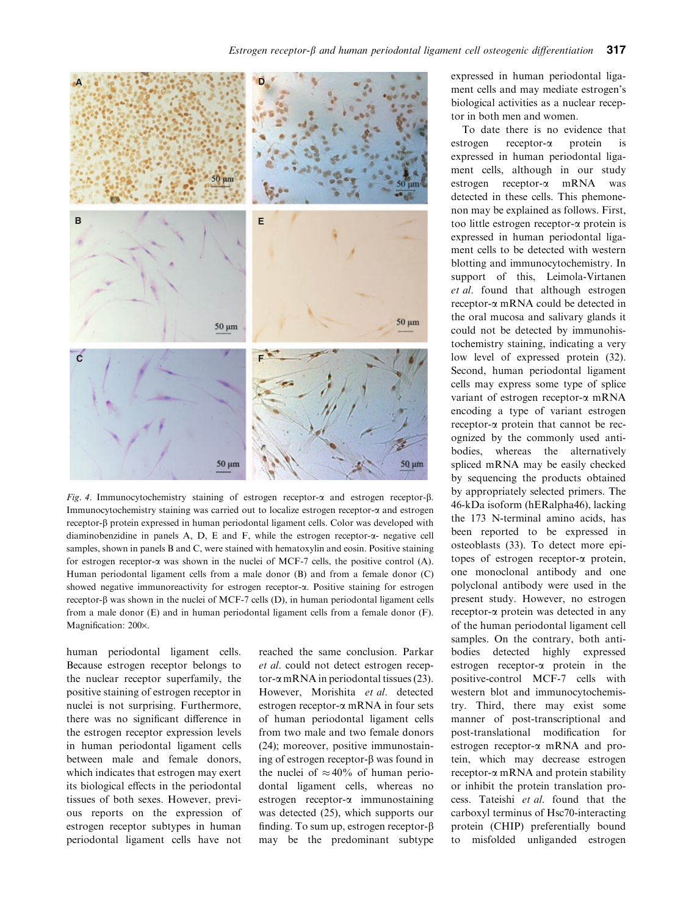*Fig. 4.* Immunocytochemistry staining of estrogen receptor-α and estrogen receptor-β. Immunocytochemistry staining was carried out to localize estrogen receptor-α and estrogen receptor-β protein expressed in human periodontal ligament cells. Color was developed with diaminobenzidine in panels A, D, E and F, while the estrogen receptor-α- negative cell samples, shown in panels B and C, were stained with hematoxylin and eosin. Positive staining for estrogen receptor-α was shown in the nuclei of MCF-7 cells, the positive control (A). Human periodontal ligament cells from a male donor (B) and from a female donor (C) showed negative immunoreactivity for estrogen receptor-α. Positive staining for estrogen receptor-β was shown in the nuclei of MCF-7 cells (D), in human periodontal ligament cells from a male donor (E) and in human periodontal ligament cells from a female donor (F). Magnification: 200×.

human periodontal ligament cells. Because estrogen receptor belongs to the nuclear receptor superfamily, the positive staining of estrogen receptor in nuclei is not surprising. Furthermore, there was no significant difference in the estrogen receptor expression levels in human periodontal ligament cells between male and female donors, which indicates that estrogen may exert its biological effects in the periodontal tissues of both sexes. However, previous reports on the expression of estrogen receptor subtypes in human periodontal ligament cells have not reached the same conclusion. Parkar *et al.* could not detect estrogen receptor-α mRNA in periodontal tissues (23). However, Morishita *et al.* detected estrogen receptor-α mRNA in four sets of human periodontal ligament cells from two male and two female donors (24); moreover, positive immunostaining of estrogen receptor-β was found in the nuclei of ≈40% of human periodontal ligament cells, whereas no estrogen receptor-α immunostaining was detected (25), which supports our finding. To sum up, estrogen receptor-β may be the predominant subtype expressed in human periodontal ligament cells and may mediate estrogen's biological activities as a nuclear receptor in both men and women.

To date there is no evidence that estrogen receptor-α protein is expressed in human periodontal ligament cells, although in our study estrogen receptor-α mRNA was detected in these cells. This phemonenon may be explained as follows. First, too little estrogen receptor-α protein is expressed in human periodontal ligament cells to be detected with western blotting and immunocytochemistry. In support of this, Leimola-Virtanen *et al.* found that although estrogen receptor-α mRNA could be detected in the oral mucosa and salivary glands it could not be detected by immunohistochemistry staining, indicating a very low level of expressed protein (32). Second, human periodontal ligament cells may express some type of splice variant of estrogen receptor-α mRNA encoding a type of variant estrogen receptor-α protein that cannot be recognized by the commonly used antibodies, whereas the alternatively spliced mRNA may be easily checked by sequencing the products obtained by appropriately selected primers. The 46-kDa isoform (hERalpha46), lacking the 173 N-terminal amino acids, has been reported to be expressed in osteoblasts (33). To detect more epitopes of estrogen receptor-α protein, one monoclonal antibody and one polyclonal antibody were used in the present study. However, no estrogen receptor-α protein was detected in any of the human periodontal ligament cell samples. On the contrary, both antibodies detected highly expressed estrogen receptor-α protein in the positive-control MCF-7 cells with western blot and immunocytochemistry. Third, there may exist some manner of post-transcriptional and post-translational modification for estrogen receptor-α mRNA and protein, which may decrease estrogen receptor-α mRNA and protein stability or inhibit the protein translation process. Tateishi *et al.* found that the carboxyl terminus of Hsc70-interacting protein (CHIP) preferentially bound to misfolded unliganded estrogen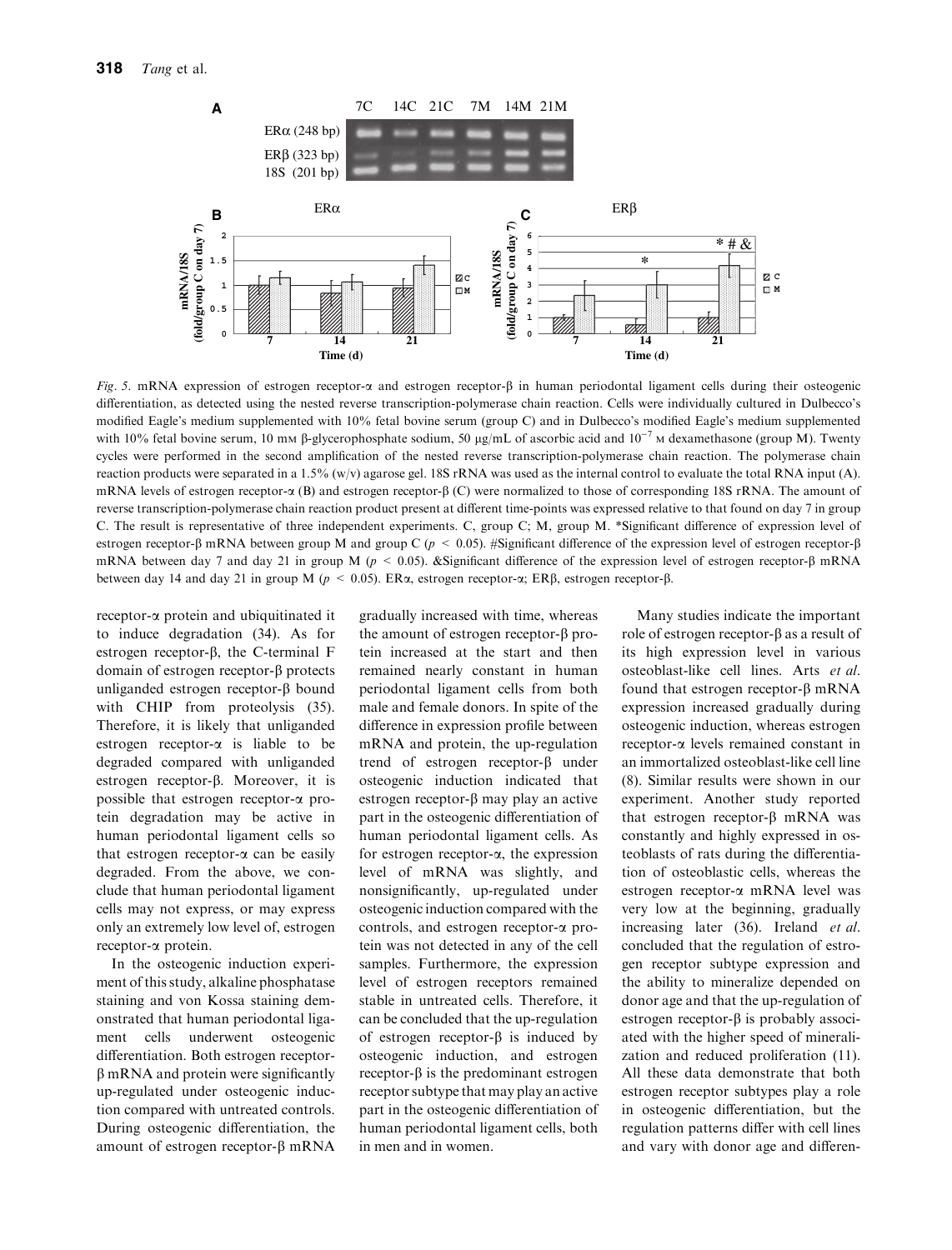*Fig. 5.* mRNA expression of estrogen receptor-α and estrogen receptor-β in human periodontal ligament cells during their osteogenic differentiation, as detected using the nested reverse transcription-polymerase chain reaction. Cells were individually cultured in Dulbecco's modified Eagle's medium supplemented with 10% fetal bovine serum (group C) and in Dulbecco's modified Eagle's medium supplemented with 10% fetal bovine serum, 10 mM β-glycerophosphate sodium, 50 μg/mL of ascorbic acid and $10^{-7}$ M dexamethasone (group M). Twenty cycles were performed in the second amplification of the nested reverse transcription-polymerase chain reaction. The polymerase chain reaction products were separated in a 1.5% (w/v) agarose gel. 18S rRNA was used as the internal control to evaluate the total RNA input (A). mRNA levels of estrogen receptor-α (B) and estrogen receptor-β (C) were normalized to those of corresponding 18S rRNA. The amount of reverse transcription-polymerase chain reaction product present at different time-points was expressed relative to that found on day 7 in group C. The result is representative of three independent experiments. C, group C; M, group M. *Significant difference of expression level of estrogen receptor-β mRNA between group M and group C ($p < 0.05$). #Significant difference of the expression level of estrogen receptor-β mRNA between day 7 and day 21 in group M ($p < 0.05$). &Significant difference of the expression level of estrogen receptor-β mRNA between day 14 and day 21 in group M ($p < 0.05$). ERα, estrogen receptor-α; ERβ, estrogen receptor-β.

receptor-α protein and ubiquitinated it to induce degradation (34). As for estrogen receptor-β, the C-terminal F domain of estrogen receptor-β protects unliganded estrogen receptor-β bound with CHIP from proteolysis (35). Therefore, it is likely that unliganded estrogen receptor-α is liable to be degraded compared with unliganded estrogen receptor-β. Moreover, it is possible that estrogen receptor-α protein degradation may be active in human periodontal ligament cells so that estrogen receptor-α can be easily degraded. From the above, we conclude that human periodontal ligament cells may not express, or may express only an extremely low level of, estrogen receptor-α protein.

In the osteogenic induction experiment of this study, alkaline phosphatase staining and von Kossa staining demonstrated that human periodontal ligament cells underwent osteogenic differentiation. Both estrogen receptor-β mRNA and protein were significantly up-regulated under osteogenic induction compared with untreated controls. During osteogenic differentiation, the amount of estrogen receptor-β mRNA gradually increased with time, whereas the amount of estrogen receptor-β protein increased at the start and then remained nearly constant in human periodontal ligament cells from both male and female donors. In spite of the difference in expression profile between mRNA and protein, the up-regulation trend of estrogen receptor-β under osteogenic induction indicated that estrogen receptor-β may play an active part in the osteogenic differentiation of human periodontal ligament cells. As for estrogen receptor-α, the expression level of mRNA was slightly, and nonsignificantly, up-regulated under osteogenic induction compared with the controls, and estrogen receptor-α protein was not detected in any of the cell samples. Furthermore, the expression level of estrogen receptors remained stable in untreated cells. Therefore, it can be concluded that the up-regulation of estrogen receptor-β is induced by osteogenic induction, and estrogen receptor-β is the predominant estrogen receptor subtype that may play an active part in the osteogenic differentiation of human periodontal ligament cells, both in men and in women.

Many studies indicate the important role of estrogen receptor-β as a result of its high expression level in various osteoblast-like cell lines. Arts *et al.* found that estrogen receptor-β mRNA expression increased gradually during osteogenic induction, whereas estrogen receptor-α levels remained constant in an immortalized osteoblast-like cell line (8). Similar results were shown in our experiment. Another study reported that estrogen receptor-β mRNA was constantly and highly expressed in osteoblasts of rats during the differentiation of osteoblastic cells, whereas the estrogen receptor-α mRNA level was very low at the beginning, gradually increasing later (36). Ireland *et al.* concluded that the regulation of estrogen receptor subtype expression and the ability to mineralize depended on donor age and that the up-regulation of estrogen receptor-β is probably associated with the higher speed of mineralization and reduced proliferation (11). All these data demonstrate that both estrogen receptor subtypes play a role in osteogenic differentiation, but the regulation patterns differ with cell lines and vary with donor age and differen-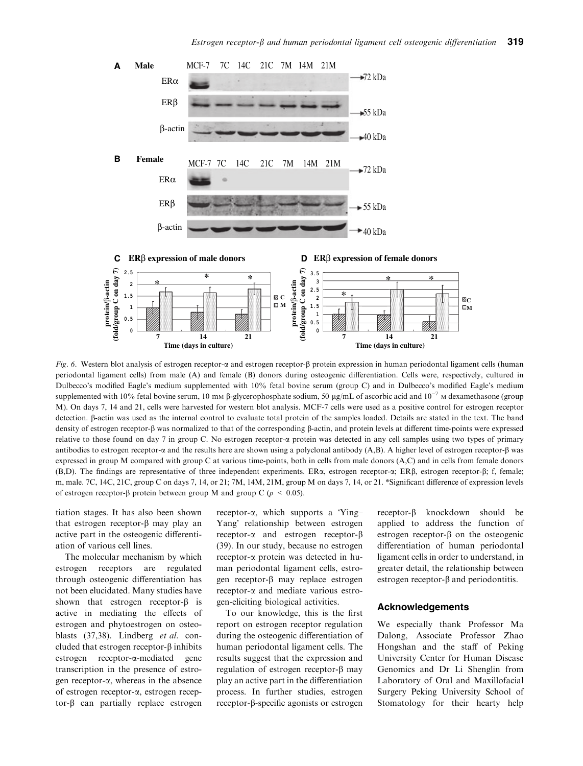*Fig. 6.* Western blot analysis of estrogen receptor-α and estrogen receptor-β protein expression in human periodontal ligament cells (human periodontal ligament cells) from male (A) and female (B) donors during osteogenic differentiation. Cells were, respectively, cultured in Dulbecco's modified Eagle's medium supplemented with 10% fetal bovine serum (group C) and in Dulbecco's modified Eagle's medium supplemented with 10% fetal bovine serum, 10 mM β-glycerophosphate sodium, 50 μg/mL of ascorbic acid and $10^{-7}$ M dexamethasone (group M). On days 7, 14 and 21, cells were harvested for western blot analysis. MCF-7 cells were used as a positive control for estrogen receptor detection. β-actin was used as the internal control to evaluate total protein of the samples loaded. Details are stated in the text. The band density of estrogen receptor-β was normalized to that of the corresponding β-actin, and protein levels at different time-points were expressed relative to those found on day 7 in group C. No estrogen receptor-α protein was detected in any cell samples using two types of primary antibodies to estrogen receptor-α and the results here are shown using a polyclonal antibody (A,B). A higher level of estrogen receptor-β was expressed in group M compared with group C at various time-points, both in cells from male donors (A,C) and in cells from female donors (B,D). The findings are representative of three independent experiments. ERα, estrogen receptor-α; ERβ, estrogen receptor-β; f, female; m, male. 7C, 14C, 21C, group C on days 7, 14, or 21; 7M, 14M, 21M, group M on days 7, 14, or 21. *Significant difference of expression levels of estrogen receptor-β protein between group M and group C ($p < 0.05$).

tiation stages. It has also been shown that estrogen receptor-β may play an active part in the osteogenic differentiation of various cell lines.

The molecular mechanism by which estrogen receptors are regulated through osteogenic differentiation has not been elucidated. Many studies have shown that estrogen receptor-β is active in mediating the effects of estrogen and phytoestrogen on osteoblasts (37,38). Lindberg *et al.* concluded that estrogen receptor-β inhibits estrogen receptor-α-mediated gene transcription in the presence of estrogen receptor-α, whereas in the absence of estrogen receptor-α, estrogen receptor-β can partially replace estrogen receptor-α, which supports a 'Ying–Yang' relationship between estrogen receptor-α and estrogen receptor-β (39). In our study, because no estrogen receptor-α protein was detected in human periodontal ligament cells, estrogen receptor-β may replace estrogen receptor-α and mediate various estrogen-eliciting biological activities.

To our knowledge, this is the first report on estrogen receptor regulation during the osteogenic differentiation of human periodontal ligament cells. The results suggest that the expression and regulation of estrogen receptor-β may play an active part in the differentiation process. In further studies, estrogen receptor-β-specific agonists or estrogen receptor-β knockdown should be applied to address the function of estrogen receptor-β on the osteogenic differentiation of human periodontal ligament cells in order to understand, in greater detail, the relationship between estrogen receptor-β and periodontitis.

## Acknowledgements

We especially thank Professor Ma Dalong, Associate Professor Zhao Hongshan and the staff of Peking University Center for Human Disease Genomics and Dr Li Shenglin from Laboratory of Oral and Maxillofacial Surgery Peking University School of Stomatology for their hearty help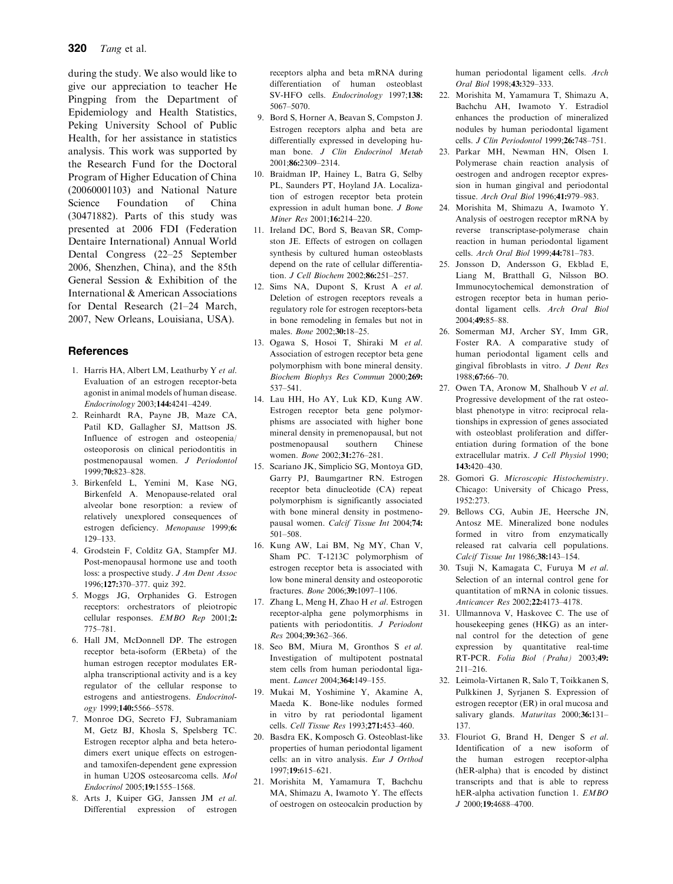during the study. We also would like to give our appreciation to teacher He Pingping from the Department of Epidemiology and Health Statistics, Peking University School of Public Health, for her assistance in statistics analysis. This work was supported by the Research Fund for the Doctoral Program of Higher Education of China (20060001103) and National Nature Science Foundation of China (30471882). Parts of this study was presented at 2006 FDI (Federation Dentaire International) Annual World Dental Congress (22–25 September 2006, Shenzhen, China), and the 85th General Session & Exhibition of the International & American Associations for Dental Research (21–24 March, 2007, New Orleans, Louisiana, USA).

## References

1. Harris HA, Albert LM, Leathurby Y *et al*. Evaluation of an estrogen receptor-beta agonist in animal models of human disease. *Endocrinology* 2003;**144:**4241–4249.
2. Reinhardt RA, Payne JB, Maze CA, Patil KD, Gallagher SJ, Mattson JS. Influence of estrogen and osteopenia/osteoporosis on clinical periodontitis in postmenopausal women. *J Periodontol* 1999;**70:**823–828.
3. Birkenfeld L, Yemini M, Kase NG, Birkenfeld A. Menopause-related oral alveolar bone resorption: a review of relatively unexplored consequences of estrogen deficiency. *Menopause* 1999;**6:** 129–133.
4. Grodstein F, Colditz GA, Stampfer MJ. Post-menopausal hormone use and tooth loss: a prospective study. *J Am Dent Assoc* 1996;**127:**370–377. quiz 392.
5. Moggs JG, Orphanides G. Estrogen receptors: orchestrators of pleiotropic cellular responses. *EMBO Rep* 2001;**2:** 775–781.
6. Hall JM, McDonnell DP. The estrogen receptor beta-isoform (ERbeta) of the human estrogen receptor modulates ER-alpha transcriptional activity and is a key regulator of the cellular response to estrogens and antiestrogens. *Endocrinology* 1999;**140:**5566–5578.
7. Monroe DG, Secreto FJ, Subramaniam M, Getz BJ, Khosla S, Spelsberg TC. Estrogen receptor alpha and beta heterodimers exert unique effects on estrogen- and tamoxifen-dependent gene expression in human U2OS osteosarcoma cells. *Mol Endocrinol* 2005;**19:**1555–1568.
8. Arts J, Kuiper GG, Janssen JM *et al*. Differential expression of estrogen receptors alpha and beta mRNA during differentiation of human osteoblast SV-HFO cells. *Endocrinology* 1997;**138:** 5067–5070.
9. Bord S, Horner A, Beavan S, Compston J. Estrogen receptors alpha and beta are differentially expressed in developing human bone. *J Clin Endocrinol Metab* 2001;**86:**2309–2314.
10. Braidman IP, Hainey L, Batra G, Selby PL, Saunders PT, Hoyland JA. Localization of estrogen receptor beta protein expression in adult human bone. *J Bone Miner Res* 2001;**16:**214–220.
11. Ireland DC, Bord S, Beavan SR, Compston JE. Effects of estrogen on collagen synthesis by cultured human osteoblasts depend on the rate of cellular differentiation. *J Cell Biochem* 2002;**86:**251–257.
12. Sims NA, Dupont S, Krust A *et al*. Deletion of estrogen receptors reveals a regulatory role for estrogen receptors-beta in bone remodeling in females but not in males. *Bone* 2002;**30:**18–25.
13. Ogawa S, Hosoi T, Shiraki M *et al*. Association of estrogen receptor beta gene polymorphism with bone mineral density. *Biochem Biophys Res Commun* 2000;**269:** 537–541.
14. Lau HH, Ho AY, Luk KD, Kung AW. Estrogen receptor beta gene polymorphisms are associated with higher bone mineral density in premenopausal, but not postmenopausal southern Chinese women. *Bone* 2002;**31:**276–281.
15. Scariano JK, Simplicio SG, Montoya GD, Garry PJ, Baumgartner RN. Estrogen receptor beta dinucleotide (CA) repeat polymorphism is significantly associated with bone mineral density in postmenopausal women. *Calcif Tissue Int* 2004;**74:** 501–508.
16. Kung AW, Lai BM, Ng MY, Chan V, Sham PC. T-1213C polymorphism of estrogen receptor beta is associated with low bone mineral density and osteoporotic fractures. *Bone* 2006;**39:**1097–1106.
17. Zhang L, Meng H, Zhao H *et al*. Estrogen receptor-alpha gene polymorphisms in patients with periodontitis. *J Periodont Res* 2004;**39:**362–366.
18. Seo BM, Miura M, Gronthos S *et al*. Investigation of multipotent postnatal stem cells from human periodontal ligament. *Lancet* 2004;**364:**149–155.
19. Mukai M, Yoshimine Y, Akamine A, Maeda K. Bone-like nodules formed in vitro by rat periodontal ligament cells. *Cell Tissue Res* 1993;**271:**453–460.
20. Basdra EK, Komposch G. Osteoblast-like properties of human periodontal ligament cells: an in vitro analysis. *Eur J Orthod* 1997;**19:**615–621.
21. Morishita M, Yamamura T, Bachchu MA, Shimazu A, Iwamoto Y. The effects of oestrogen on osteocalcin production by human periodontal ligament cells. *Arch Oral Biol* 1998;**43:**329–333.
22. Morishita M, Yamamura T, Shimazu A, Bachchu AH, Iwamoto Y. Estradiol enhances the production of mineralized nodules by human periodontal ligament cells. *J Clin Periodontol* 1999;**26:**748–751.
23. Parkar MH, Newman HN, Olsen I. Polymerase chain reaction analysis of oestrogen and androgen receptor expression in human gingival and periodontal tissue. *Arch Oral Biol* 1996;**41:**979–983.
24. Morishita M, Shimazu A, Iwamoto Y. Analysis of oestrogen receptor mRNA by reverse transcriptase-polymerase chain reaction in human periodontal ligament cells. *Arch Oral Biol* 1999;**44:**781–783.
25. Jonsson D, Andersson G, Ekblad E, Liang M, Bratthall G, Nilsson BO. Immunocytochemical demonstration of estrogen receptor beta in human periodontal ligament cells. *Arch Oral Biol* 2004;**49:**85–88.
26. Somerman MJ, Archer SY, Imm GR, Foster RA. A comparative study of human periodontal ligament cells and gingival fibroblasts in vitro. *J Dent Res* 1988;**67:**66–70.
27. Owen TA, Aronow M, Shalhoub V *et al*. Progressive development of the rat osteoblast phenotype in vitro: reciprocal relationships in expression of genes associated with osteoblast proliferation and differentiation during formation of the bone extracellular matrix. *J Cell Physiol* 1990; **143:**420–430.
28. Gomori G. *Microscopic Histochemistry*. Chicago: University of Chicago Press, 1952:273.
29. Bellows CG, Aubin JE, Heersche JN, Antosz ME. Mineralized bone nodules formed in vitro from enzymatically released rat calvaria cell populations. *Calcif Tissue Int* 1986;**38:**143–154.
30. Tsuji N, Kamagata C, Furuya M *et al*. Selection of an internal control gene for quantitation of mRNA in colonic tissues. *Anticancer Res* 2002;**22:**4173–4178.
31. Ullmannova V, Haskovec C. The use of housekeeping genes (HKG) as an internal control for the detection of gene expression by quantitative real-time RT-PCR. *Folia Biol (Praha)* 2003;**49:** 211–216.
32. Leimola-Virtanen R, Salo T, Toikkanen S, Pulkkinen J, Syrjanen S. Expression of estrogen receptor (ER) in oral mucosa and salivary glands. *Maturitas* 2000;**36:**131–137.
33. Flouriot G, Brand H, Denger S *et al*. Identification of a new isoform of the human estrogen receptor-alpha (hER-alpha) that is encoded by distinct transcripts and that is able to repress hER-alpha activation function 1. *EMBO J* 2000;**19:**4688–4700.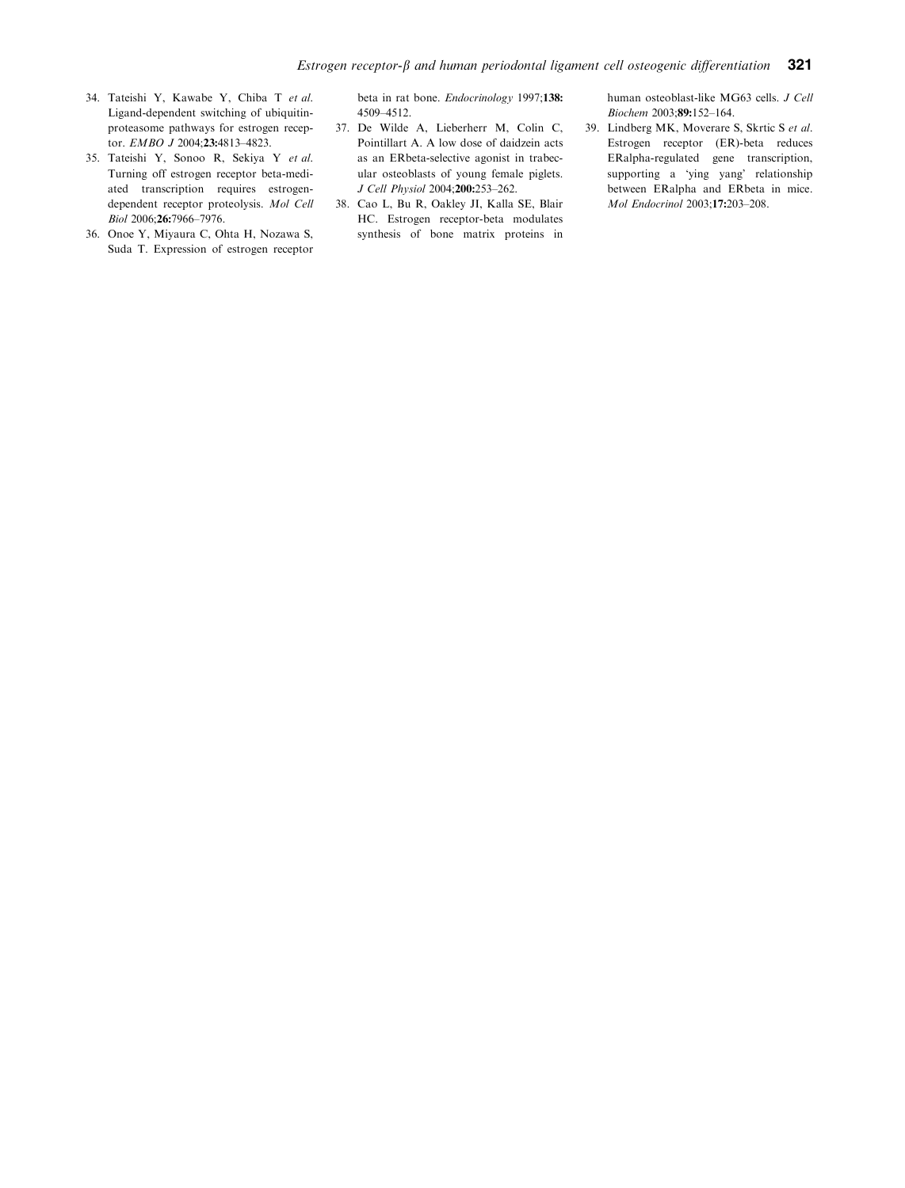34. Tateishi Y, Kawabe Y, Chiba T *et al.* Ligand-dependent switching of ubiquitin-proteasome pathways for estrogen receptor. *EMBO J* 2004;**23:**4813–4823.
35. Tateishi Y, Sonoo R, Sekiya Y *et al.* Turning off estrogen receptor beta-mediated transcription requires estrogen-dependent receptor proteolysis. *Mol Cell Biol* 2006;**26:**7966–7976.
36. Onoe Y, Miyaura C, Ohta H, Nozawa S, Suda T. Expression of estrogen receptor beta in rat bone. *Endocrinology* 1997;**138:** 4509–4512.
37. De Wilde A, Lieberherr M, Colin C, Pointillart A. A low dose of daidzein acts as an ERbeta-selective agonist in trabecular osteoblasts of young female piglets. *J Cell Physiol* 2004;**200:**253–262.
38. Cao L, Bu R, Oakley JI, Kalla SE, Blair HC. Estrogen receptor-beta modulates synthesis of bone matrix proteins in human osteoblast-like MG63 cells. *J Cell Biochem* 2003;**89:**152–164.
39. Lindberg MK, Moverare S, Skrtic S *et al.* Estrogen receptor (ER)-beta reduces ERalpha-regulated gene transcription, supporting a 'ying yang' relationship between ERalpha and ERbeta in mice. *Mol Endocrinol* 2003;**17:**203–208.